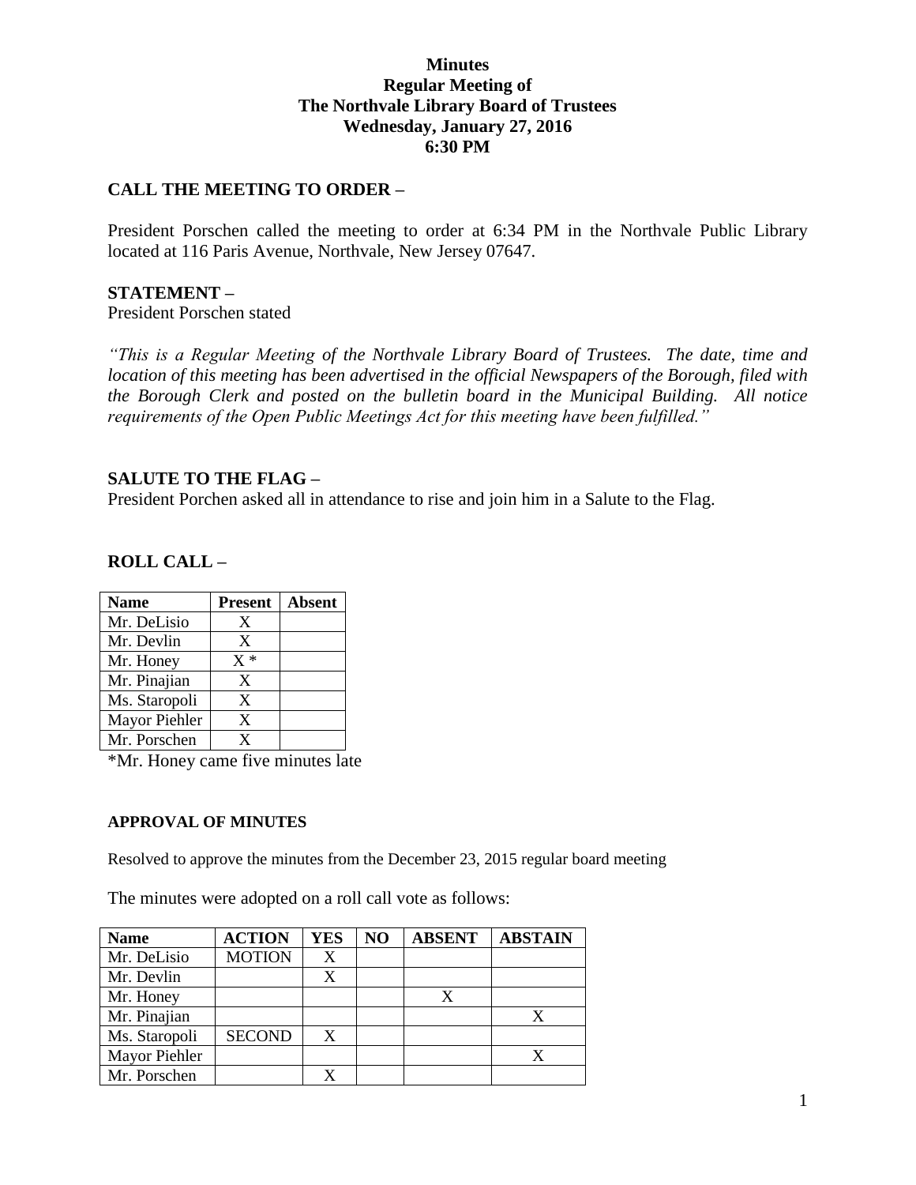**Minutes**
**Regular Meeting of**
**The Northvale Library Board of Trustees**
**Wednesday, January 27, 2016**
**6:30 PM**

## CALL THE MEETING TO ORDER –

President Porschen called the meeting to order at 6:34 PM in the Northvale Public Library located at 116 Paris Avenue, Northvale, New Jersey 07647.

## STATEMENT –

President Porschen stated

*"This is a Regular Meeting of the Northvale Library Board of Trustees. The date, time and location of this meeting has been advertised in the official Newspapers of the Borough, filed with the Borough Clerk and posted on the bulletin board in the Municipal Building. All notice requirements of the Open Public Meetings Act for this meeting have been fulfilled."*

## SALUTE TO THE FLAG –

President Porchen asked all in attendance to rise and join him in a Salute to the Flag.

## ROLL CALL –

| Name | Present | Absent |
|---|---|---|
| Mr. DeLisio | X | |
| Mr. Devlin | X | |
| Mr. Honey | X * | |
| Mr. Pinajian | X | |
| Ms. Staropoli | X | |
| Mayor Piehler | X | |
| Mr. Porschen | X | |

*Mr. Honey came five minutes late

### APPROVAL OF MINUTES

Resolved to approve the minutes from the December 23, 2015 regular board meeting

The minutes were adopted on a roll call vote as follows:

| Name | ACTION | YES | NO | ABSENT | ABSTAIN |
|---|---|---|---|---|---|
| Mr. DeLisio | MOTION | X | | | |
| Mr. Devlin | | X | | | |
| Mr. Honey | | | | X | |
| Mr. Pinajian | | | | | X |
| Ms. Staropoli | SECOND | X | | | |
| Mayor Piehler | | | | | X |
| Mr. Porschen | | X | | | |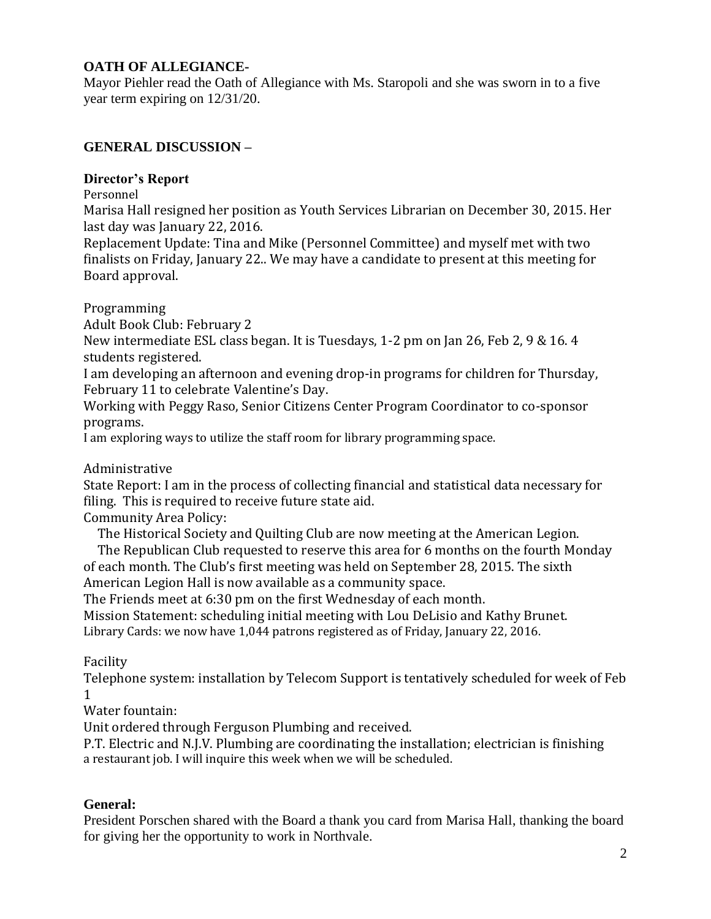**OATH OF ALLEGIANCE-**
Mayor Piehler read the Oath of Allegiance with Ms. Staropoli and she was sworn in to a five year term expiring on 12/31/20.

**GENERAL DISCUSSION –**

**Director's Report**

Personnel

Marisa Hall resigned her position as Youth Services Librarian on December 30, 2015. Her last day was January 22, 2016.

Replacement Update: Tina and Mike (Personnel Committee) and myself met with two finalists on Friday, January 22.. We may have a candidate to present at this meeting for Board approval.

Programming

Adult Book Club: February 2

New intermediate ESL class began. It is Tuesdays, 1-2 pm on Jan 26, Feb 2, 9 & 16. 4 students registered.

I am developing an afternoon and evening drop-in programs for children for Thursday, February 11 to celebrate Valentine's Day.

Working with Peggy Raso, Senior Citizens Center Program Coordinator to co-sponsor programs.

I am exploring ways to utilize the staff room for library programming space.

Administrative

State Report: I am in the process of collecting financial and statistical data necessary for filing. This is required to receive future state aid.

Community Area Policy:

The Historical Society and Quilting Club are now meeting at the American Legion.

The Republican Club requested to reserve this area for 6 months on the fourth Monday of each month. The Club's first meeting was held on September 28, 2015. The sixth American Legion Hall is now available as a community space.

The Friends meet at 6:30 pm on the first Wednesday of each month.

Mission Statement: scheduling initial meeting with Lou DeLisio and Kathy Brunet.

Library Cards: we now have 1,044 patrons registered as of Friday, January 22, 2016.

Facility

Telephone system: installation by Telecom Support is tentatively scheduled for week of Feb 1

Water fountain:

Unit ordered through Ferguson Plumbing and received.

P.T. Electric and N.J.V. Plumbing are coordinating the installation; electrician is finishing a restaurant job. I will inquire this week when we will be scheduled.

**General:**
President Porschen shared with the Board a thank you card from Marisa Hall, thanking the board for giving her the opportunity to work in Northvale.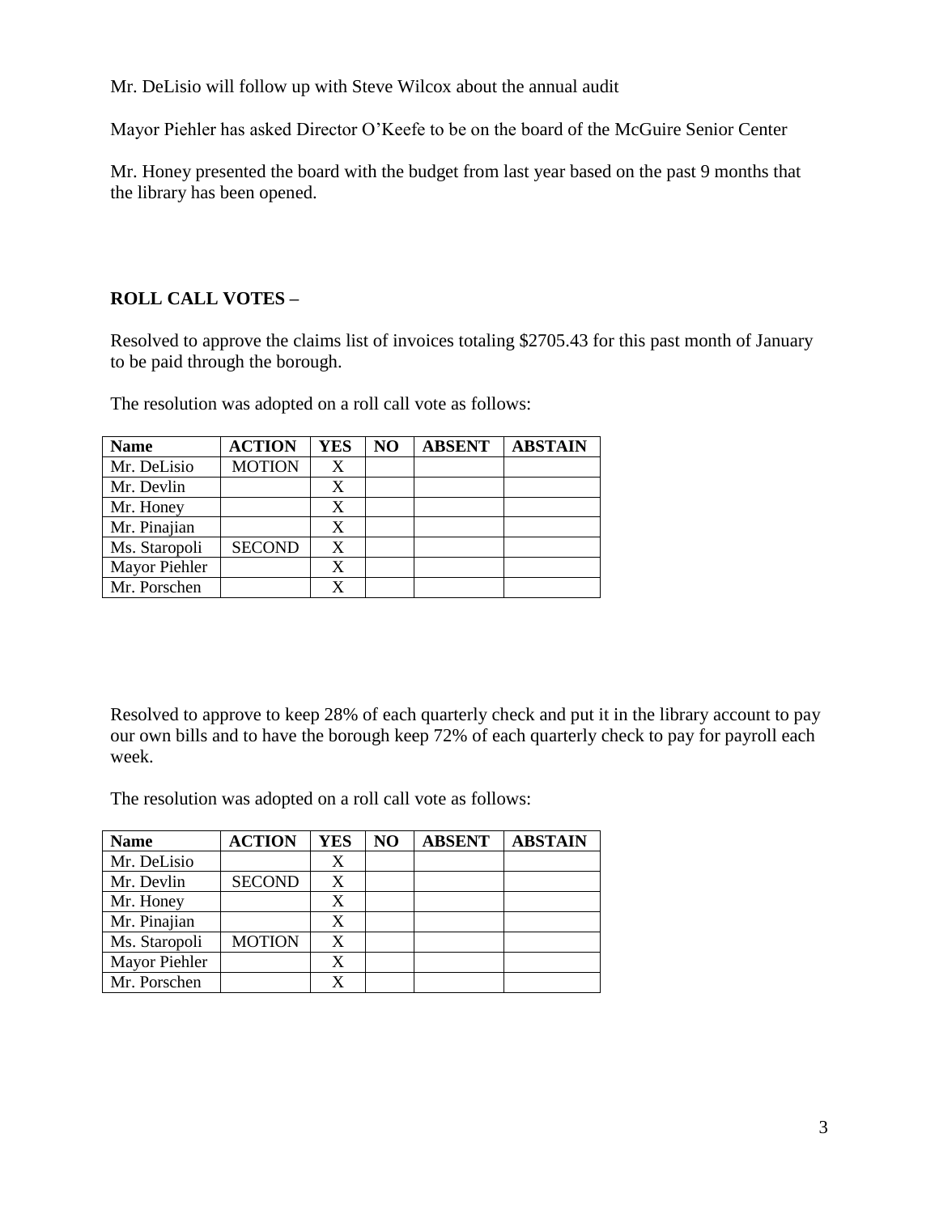Mr. DeLisio will follow up with Steve Wilcox about the annual audit

Mayor Piehler has asked Director O'Keefe to be on the board of the McGuire Senior Center

Mr. Honey presented the board with the budget from last year based on the past 9 months that the library has been opened.

**ROLL CALL VOTES –**

Resolved to approve the claims list of invoices totaling $2705.43 for this past month of January to be paid through the borough.

The resolution was adopted on a roll call vote as follows:

| Name | ACTION | YES | NO | ABSENT | ABSTAIN |
|---|---|---|---|---|---|
| Mr. DeLisio | MOTION | X | | | |
| Mr. Devlin | | X | | | |
| Mr. Honey | | X | | | |
| Mr. Pinajian | | X | | | |
| Ms. Staropoli | SECOND | X | | | |
| Mayor Piehler | | X | | | |
| Mr. Porschen | | X | | | |

Resolved to approve to keep 28% of each quarterly check and put it in the library account to pay our own bills and to have the borough keep 72% of each quarterly check to pay for payroll each week.

The resolution was adopted on a roll call vote as follows:

| Name | ACTION | YES | NO | ABSENT | ABSTAIN |
|---|---|---|---|---|---|
| Mr. DeLisio | | X | | | |
| Mr. Devlin | SECOND | X | | | |
| Mr. Honey | | X | | | |
| Mr. Pinajian | | X | | | |
| Ms. Staropoli | MOTION | X | | | |
| Mayor Piehler | | X | | | |
| Mr. Porschen | | X | | | |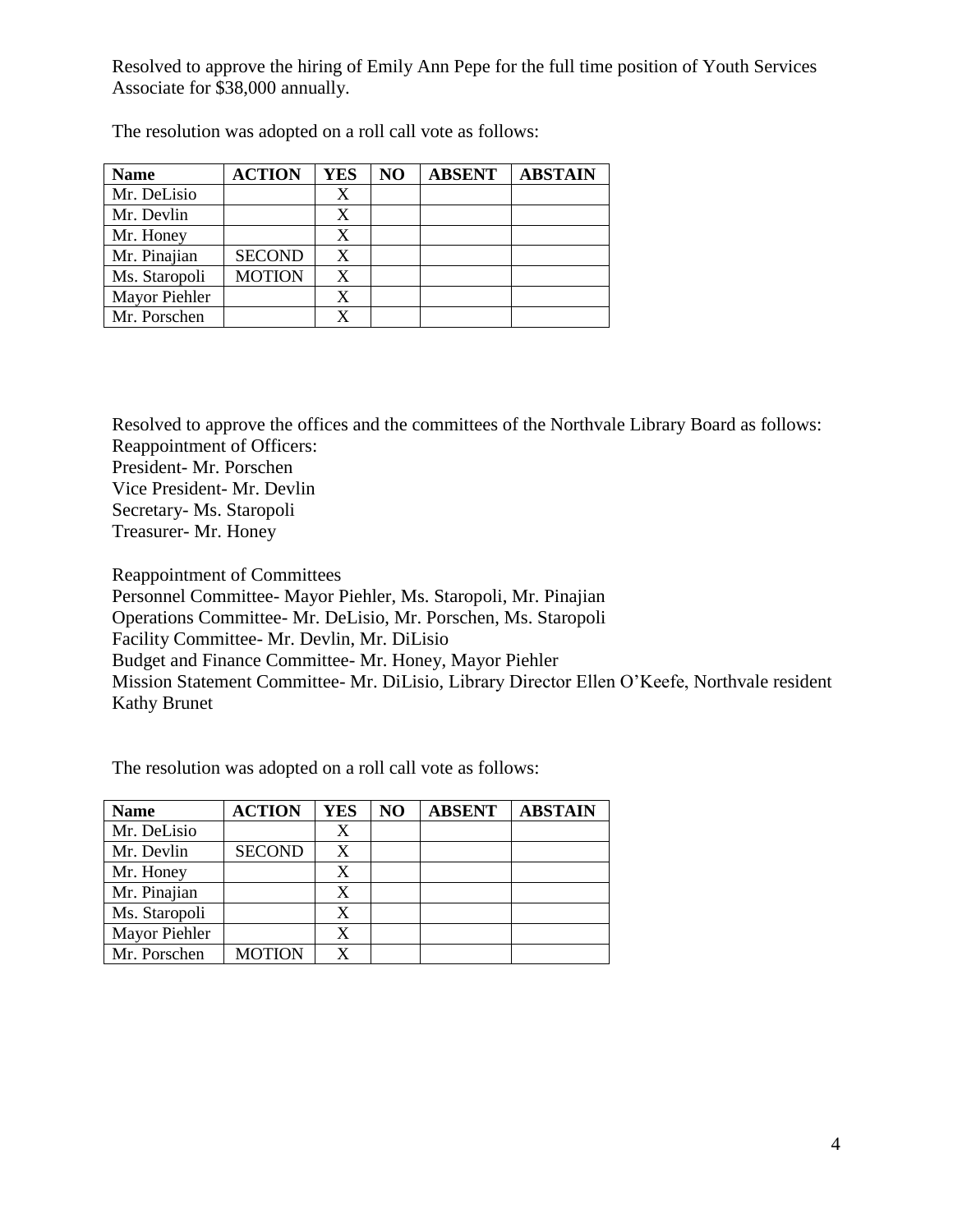Resolved to approve the hiring of Emily Ann Pepe for the full time position of Youth Services Associate for $38,000 annually.

The resolution was adopted on a roll call vote as follows:

| Name | ACTION | YES | NO | ABSENT | ABSTAIN |
|---|---|---|---|---|---|
| Mr. DeLisio | | X | | | |
| Mr. Devlin | | X | | | |
| Mr. Honey | | X | | | |
| Mr. Pinajian | SECOND | X | | | |
| Ms. Staropoli | MOTION | X | | | |
| Mayor Piehler | | X | | | |
| Mr. Porschen | | X | | | |

Resolved to approve the offices and the committees of the Northvale Library Board as follows:
Reappointment of Officers:
President- Mr. Porschen
Vice President- Mr. Devlin
Secretary- Ms. Staropoli
Treasurer- Mr. Honey

Reappointment of Committees
Personnel Committee- Mayor Piehler, Ms. Staropoli, Mr. Pinajian
Operations Committee- Mr. DeLisio, Mr. Porschen, Ms. Staropoli
Facility Committee- Mr. Devlin, Mr. DiLisio
Budget and Finance Committee- Mr. Honey, Mayor Piehler
Mission Statement Committee- Mr. DiLisio, Library Director Ellen O'Keefe, Northvale resident Kathy Brunet

The resolution was adopted on a roll call vote as follows:

| Name | ACTION | YES | NO | ABSENT | ABSTAIN |
|---|---|---|---|---|---|
| Mr. DeLisio | | X | | | |
| Mr. Devlin | SECOND | X | | | |
| Mr. Honey | | X | | | |
| Mr. Pinajian | | X | | | |
| Ms. Staropoli | | X | | | |
| Mayor Piehler | | X | | | |
| Mr. Porschen | MOTION | X | | | |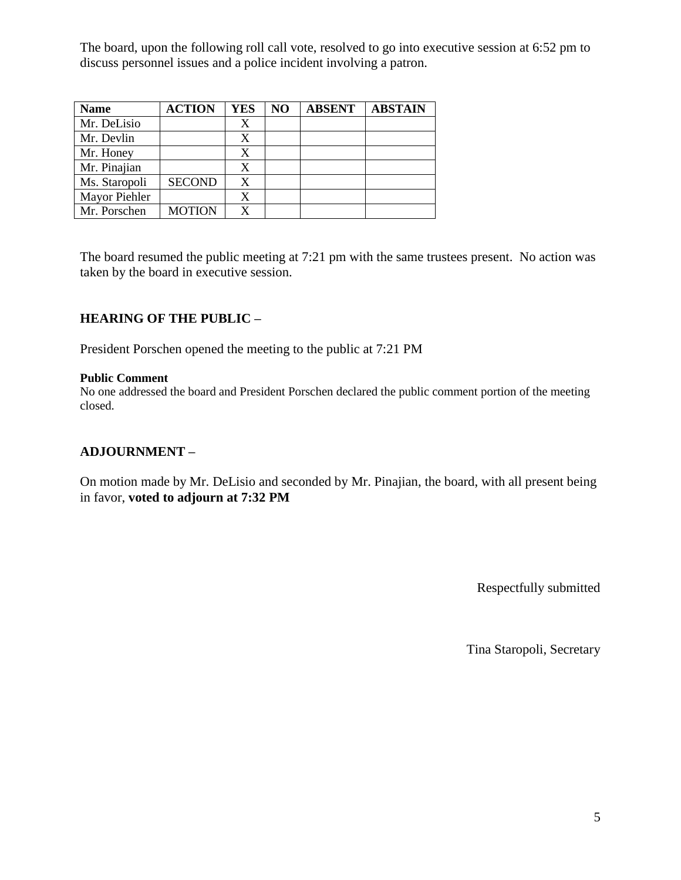The board, upon the following roll call vote, resolved to go into executive session at 6:52 pm to discuss personnel issues and a police incident involving a patron.

| Name | ACTION | YES | NO | ABSENT | ABSTAIN |
|---|---|---|---|---|---|
| Mr. DeLisio | | X | | | |
| Mr. Devlin | | X | | | |
| Mr. Honey | | X | | | |
| Mr. Pinajian | | X | | | |
| Ms. Staropoli | SECOND | X | | | |
| Mayor Piehler | | X | | | |
| Mr. Porschen | MOTION | X | | | |

The board resumed the public meeting at 7:21 pm with the same trustees present. No action was taken by the board in executive session.

### HEARING OF THE PUBLIC –

President Porschen opened the meeting to the public at 7:21 PM

**Public Comment**

No one addressed the board and President Porschen declared the public comment portion of the meeting closed.

### ADJOURNMENT –

On motion made by Mr. DeLisio and seconded by Mr. Pinajian, the board, with all present being in favor, **voted to adjourn at 7:32 PM**

Respectfully submitted

Tina Staropoli, Secretary